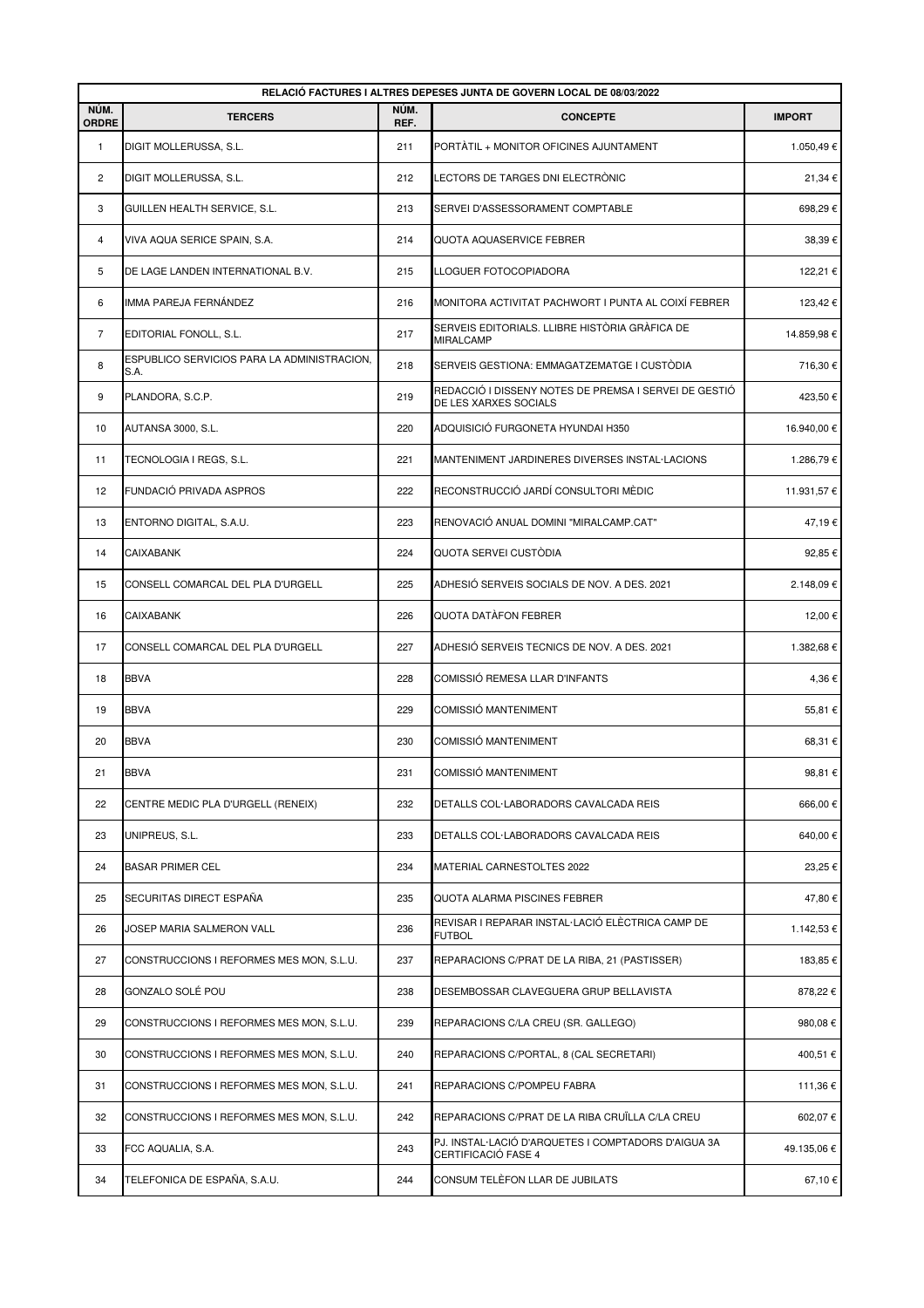| RELACIÓ FACTURES I ALTRES DEPESES JUNTA DE GOVERN LOCAL DE 08/03/2022 | | | | |
|---|---|---|---|---|
| NÚM. ORDRE | TERCERS | NÚM. REF. | CONCEPTE | IMPORT |
| 1 | DIGIT MOLLERUSSA, S.L. | 211 | PORTÀTIL + MONITOR OFICINES AJUNTAMENT | 1.050,49 € |
| 2 | DIGIT MOLLERUSSA, S.L. | 212 | LECTORS DE TARGES DNI ELECTRÒNIC | 21,34 € |
| 3 | GUILLEN HEALTH SERVICE, S.L. | 213 | SERVEI D'ASSESSORAMENT COMPTABLE | 698,29 € |
| 4 | VIVA AQUA SERICE SPAIN, S.A. | 214 | QUOTA AQUASERVICE FEBRER | 38,39 € |
| 5 | DE LAGE LANDEN INTERNATIONAL B.V. | 215 | LLOGUER FOTOCOPIADORA | 122,21 € |
| 6 | IMMA PAREJA FERNÁNDEZ | 216 | MONITORA ACTIVITAT PACHWORT I PUNTA AL COIXÍ FEBRER | 123,42 € |
| 7 | EDITORIAL FONOLL, S.L. | 217 | SERVEIS EDITORIALS. LLIBRE HISTÒRIA GRÀFICA DE MIRALCAMP | 14.859,98 € |
| 8 | ESPUBLICO SERVICIOS PARA LA ADMINISTRACION, S.A. | 218 | SERVEIS GESTIONA: EMMAGATZEMATGE I CUSTÒDIA | 716,30 € |
| 9 | PLANDORA, S.C.P. | 219 | REDACCIÓ I DISSENY NOTES DE PREMSA I SERVEI DE GESTIÓ DE LES XARXES SOCIALS | 423,50 € |
| 10 | AUTANSA 3000, S.L. | 220 | ADQUISICIÓ FURGONETA HYUNDAI H350 | 16.940,00 € |
| 11 | TECNOLOGIA I REGS, S.L. | 221 | MANTENIMENT JARDINERES DIVERSES INSTAL·LACIONS | 1.286,79 € |
| 12 | FUNDACIÓ PRIVADA ASPROS | 222 | RECONSTRUCCIÓ JARDÍ CONSULTORI MÈDIC | 11.931,57 € |
| 13 | ENTORNO DIGITAL, S.A.U. | 223 | RENOVACIÓ ANUAL DOMINI "MIRALCAMP.CAT" | 47,19 € |
| 14 | CAIXABANK | 224 | QUOTA SERVEI CUSTÒDIA | 92,85 € |
| 15 | CONSELL COMARCAL DEL PLA D'URGELL | 225 | ADHESIÓ SERVEIS SOCIALS DE NOV. A DES. 2021 | 2.148,09 € |
| 16 | CAIXABANK | 226 | QUOTA DATÀFON FEBRER | 12,00 € |
| 17 | CONSELL COMARCAL DEL PLA D'URGELL | 227 | ADHESIÓ SERVEIS TECNICS DE NOV. A DES. 2021 | 1.382,68 € |
| 18 | BBVA | 228 | COMISSIÓ REMESA LLAR D'INFANTS | 4,36 € |
| 19 | BBVA | 229 | COMISSIÓ MANTENIMENT | 55,81 € |
| 20 | BBVA | 230 | COMISSIÓ MANTENIMENT | 68,31 € |
| 21 | BBVA | 231 | COMISSIÓ MANTENIMENT | 98,81 € |
| 22 | CENTRE MEDIC PLA D'URGELL (RENEIX) | 232 | DETALLS COL·LABORADORS CAVALCADA REIS | 666,00 € |
| 23 | UNIPREUS, S.L. | 233 | DETALLS COL·LABORADORS CAVALCADA REIS | 640,00 € |
| 24 | BASAR PRIMER CEL | 234 | MATERIAL CARNESTOLTES 2022 | 23,25 € |
| 25 | SECURITAS DIRECT ESPAÑA | 235 | QUOTA ALARMA PISCINES FEBRER | 47,80 € |
| 26 | JOSEP MARIA SALMERON VALL | 236 | REVISAR I REPARAR INSTAL·LACIÓ ELÈCTRICA CAMP DE FUTBOL | 1.142,53 € |
| 27 | CONSTRUCCIONS I REFORMES MES MON, S.L.U. | 237 | REPARACIONS C/PRAT DE LA RIBA, 21 (PASTISSER) | 183,85 € |
| 28 | GONZALO SOLÉ POU | 238 | DESEMBOSSAR CLAVEGUERA GRUP BELLAVISTA | 878,22 € |
| 29 | CONSTRUCCIONS I REFORMES MES MON, S.L.U. | 239 | REPARACIONS C/LA CREU (SR. GALLEGO) | 980,08 € |
| 30 | CONSTRUCCIONS I REFORMES MES MON, S.L.U. | 240 | REPARACIONS C/PORTAL, 8 (CAL SECRETARI) | 400,51 € |
| 31 | CONSTRUCCIONS I REFORMES MES MON, S.L.U. | 241 | REPARACIONS C/POMPEU FABRA | 111,36 € |
| 32 | CONSTRUCCIONS I REFORMES MES MON, S.L.U. | 242 | REPARACIONS C/PRAT DE LA RIBA CRUÏLLA C/LA CREU | 602,07 € |
| 33 | FCC AQUALIA, S.A. | 243 | PJ. INSTAL·LACIÓ D'ARQUETES I COMPTADORS D'AIGUA 3A CERTIFICACIÓ FASE 4 | 49.135,06 € |
| 34 | TELEFONICA DE ESPAÑA, S.A.U. | 244 | CONSUM TELÈFON LLAR DE JUBILATS | 67,10 € |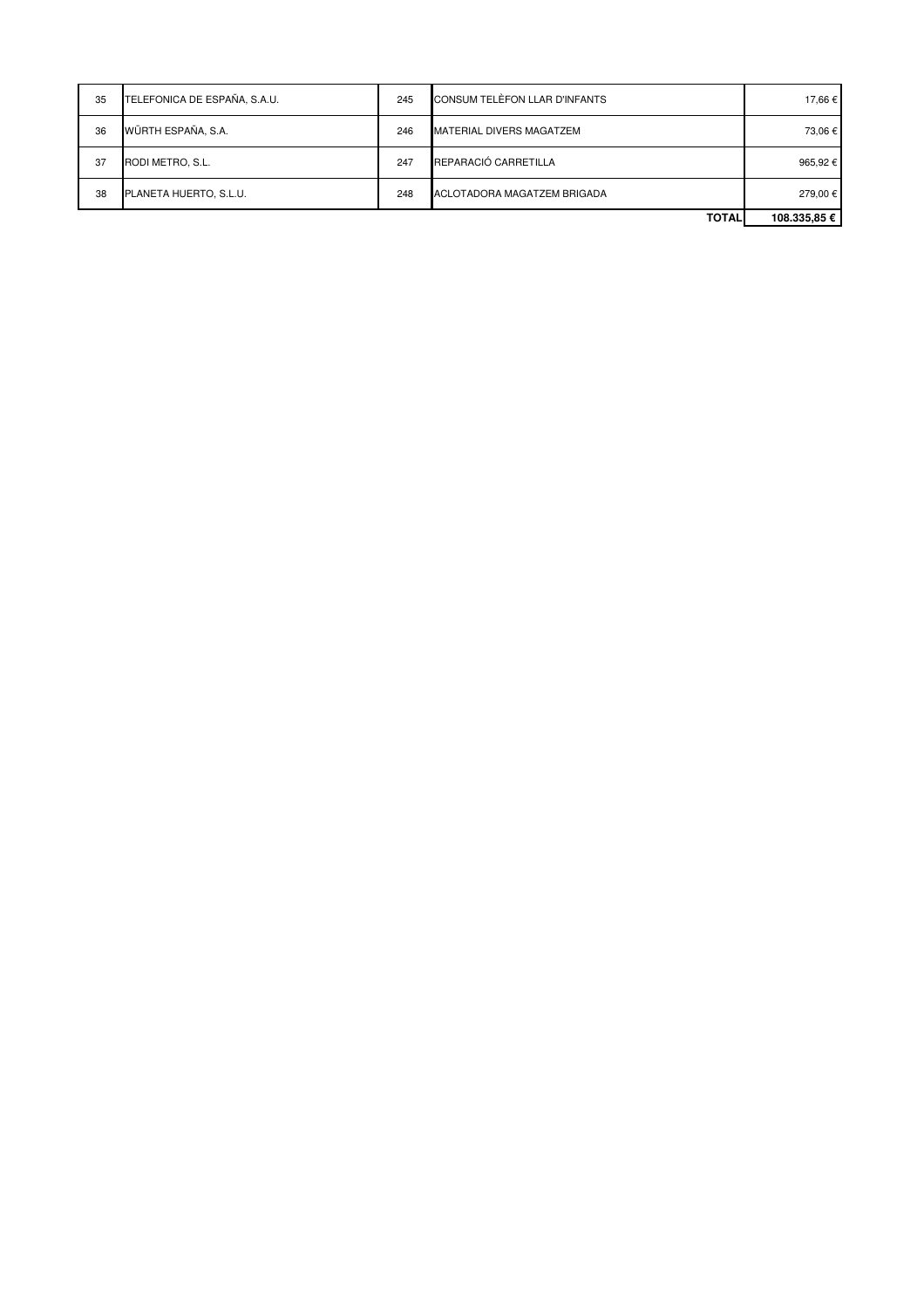| | | | | |
|---|---|---|---|---|
| 35 | TELEFONICA DE ESPAÑA, S.A.U. | 245 | CONSUM TELÈFON LLAR D'INFANTS | 17,66 € |
| 36 | WÜRTH ESPAÑA, S.A. | 246 | MATERIAL DIVERS MAGATZEM | 73,06 € |
| 37 | RODI METRO, S.L. | 247 | REPARACIÓ CARRETILLA | 965,92 € |
| 38 | PLANETA HUERTO, S.L.U. | 248 | ACLOTADORA MAGATZEM BRIGADA | 279,00 € |
| | | | **TOTAL** | **108.335,85 €** |